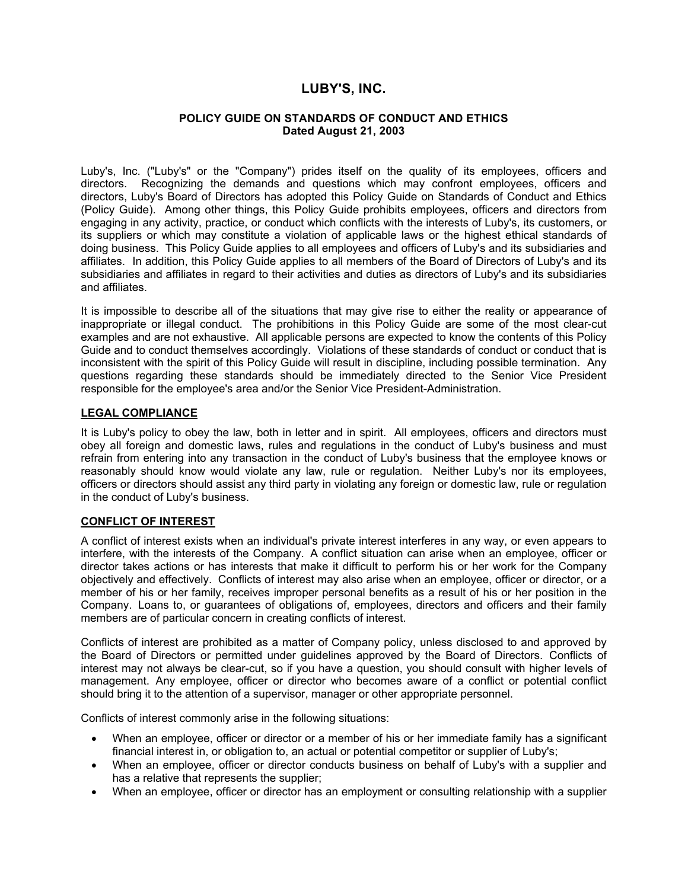# LUBY'S, INC.

## POLICY GUIDE ON STANDARDS OF CONDUCT AND ETHICS

**Dated August 21, 2003**

Luby's, Inc. ("Luby's" or the "Company") prides itself on the quality of its employees, officers and directors. Recognizing the demands and questions which may confront employees, officers and directors, Luby's Board of Directors has adopted this Policy Guide on Standards of Conduct and Ethics (Policy Guide). Among other things, this Policy Guide prohibits employees, officers and directors from engaging in any activity, practice, or conduct which conflicts with the interests of Luby's, its customers, or its suppliers or which may constitute a violation of applicable laws or the highest ethical standards of doing business. This Policy Guide applies to all employees and officers of Luby's and its subsidiaries and affiliates. In addition, this Policy Guide applies to all members of the Board of Directors of Luby's and its subsidiaries and affiliates in regard to their activities and duties as directors of Luby's and its subsidiaries and affiliates.

It is impossible to describe all of the situations that may give rise to either the reality or appearance of inappropriate or illegal conduct. The prohibitions in this Policy Guide are some of the most clear-cut examples and are not exhaustive. All applicable persons are expected to know the contents of this Policy Guide and to conduct themselves accordingly. Violations of these standards of conduct or conduct that is inconsistent with the spirit of this Policy Guide will result in discipline, including possible termination. Any questions regarding these standards should be immediately directed to the Senior Vice President responsible for the employee's area and/or the Senior Vice President-Administration.

### LEGAL COMPLIANCE

It is Luby's policy to obey the law, both in letter and in spirit. All employees, officers and directors must obey all foreign and domestic laws, rules and regulations in the conduct of Luby's business and must refrain from entering into any transaction in the conduct of Luby's business that the employee knows or reasonably should know would violate any law, rule or regulation. Neither Luby's nor its employees, officers or directors should assist any third party in violating any foreign or domestic law, rule or regulation in the conduct of Luby's business.

### CONFLICT OF INTEREST

A conflict of interest exists when an individual's private interest interferes in any way, or even appears to interfere, with the interests of the Company. A conflict situation can arise when an employee, officer or director takes actions or has interests that make it difficult to perform his or her work for the Company objectively and effectively. Conflicts of interest may also arise when an employee, officer or director, or a member of his or her family, receives improper personal benefits as a result of his or her position in the Company. Loans to, or guarantees of obligations of, employees, directors and officers and their family members are of particular concern in creating conflicts of interest.

Conflicts of interest are prohibited as a matter of Company policy, unless disclosed to and approved by the Board of Directors or permitted under guidelines approved by the Board of Directors. Conflicts of interest may not always be clear-cut, so if you have a question, you should consult with higher levels of management. Any employee, officer or director who becomes aware of a conflict or potential conflict should bring it to the attention of a supervisor, manager or other appropriate personnel.

Conflicts of interest commonly arise in the following situations:

- When an employee, officer or director or a member of his or her immediate family has a significant financial interest in, or obligation to, an actual or potential competitor or supplier of Luby's;
- When an employee, officer or director conducts business on behalf of Luby's with a supplier and has a relative that represents the supplier;
- When an employee, officer or director has an employment or consulting relationship with a supplier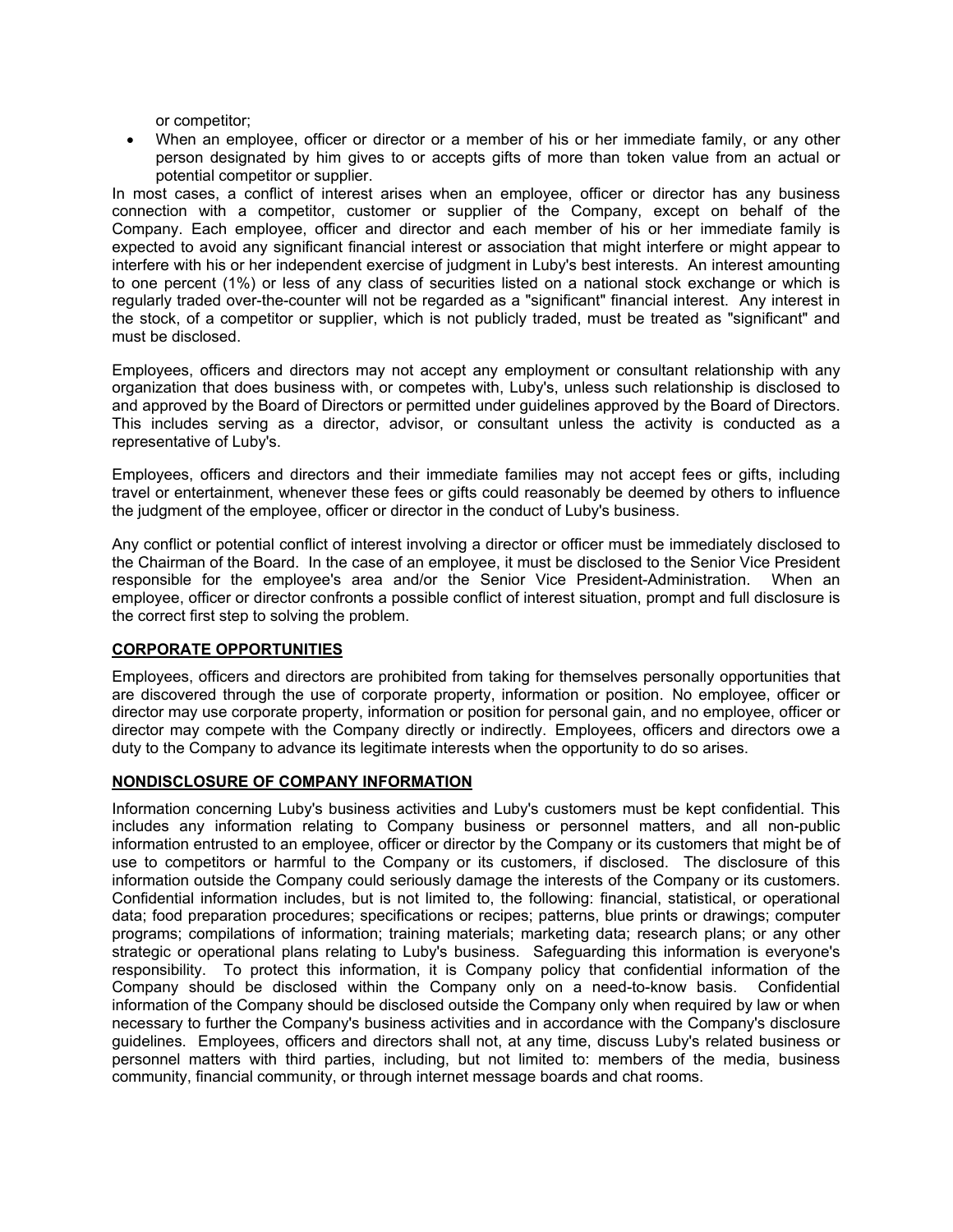or competitor;

- When an employee, officer or director or a member of his or her immediate family, or any other person designated by him gives to or accepts gifts of more than token value from an actual or potential competitor or supplier.

In most cases, a conflict of interest arises when an employee, officer or director has any business connection with a competitor, customer or supplier of the Company, except on behalf of the Company. Each employee, officer and director and each member of his or her immediate family is expected to avoid any significant financial interest or association that might interfere or might appear to interfere with his or her independent exercise of judgment in Luby's best interests. An interest amounting to one percent (1%) or less of any class of securities listed on a national stock exchange or which is regularly traded over-the-counter will not be regarded as a "significant" financial interest. Any interest in the stock, of a competitor or supplier, which is not publicly traded, must be treated as "significant" and must be disclosed.

Employees, officers and directors may not accept any employment or consultant relationship with any organization that does business with, or competes with, Luby's, unless such relationship is disclosed to and approved by the Board of Directors or permitted under guidelines approved by the Board of Directors. This includes serving as a director, advisor, or consultant unless the activity is conducted as a representative of Luby's.

Employees, officers and directors and their immediate families may not accept fees or gifts, including travel or entertainment, whenever these fees or gifts could reasonably be deemed by others to influence the judgment of the employee, officer or director in the conduct of Luby's business.

Any conflict or potential conflict of interest involving a director or officer must be immediately disclosed to the Chairman of the Board. In the case of an employee, it must be disclosed to the Senior Vice President responsible for the employee's area and/or the Senior Vice President-Administration. When an employee, officer or director confronts a possible conflict of interest situation, prompt and full disclosure is the correct first step to solving the problem.

## CORPORATE OPPORTUNITIES

Employees, officers and directors are prohibited from taking for themselves personally opportunities that are discovered through the use of corporate property, information or position. No employee, officer or director may use corporate property, information or position for personal gain, and no employee, officer or director may compete with the Company directly or indirectly. Employees, officers and directors owe a duty to the Company to advance its legitimate interests when the opportunity to do so arises.

## NONDISCLOSURE OF COMPANY INFORMATION

Information concerning Luby's business activities and Luby's customers must be kept confidential. This includes any information relating to Company business or personnel matters, and all non-public information entrusted to an employee, officer or director by the Company or its customers that might be of use to competitors or harmful to the Company or its customers, if disclosed. The disclosure of this information outside the Company could seriously damage the interests of the Company or its customers. Confidential information includes, but is not limited to, the following: financial, statistical, or operational data; food preparation procedures; specifications or recipes; patterns, blue prints or drawings; computer programs; compilations of information; training materials; marketing data; research plans; or any other strategic or operational plans relating to Luby's business. Safeguarding this information is everyone's responsibility. To protect this information, it is Company policy that confidential information of the Company should be disclosed within the Company only on a need-to-know basis. Confidential information of the Company should be disclosed outside the Company only when required by law or when necessary to further the Company's business activities and in accordance with the Company's disclosure guidelines. Employees, officers and directors shall not, at any time, discuss Luby's related business or personnel matters with third parties, including, but not limited to: members of the media, business community, financial community, or through internet message boards and chat rooms.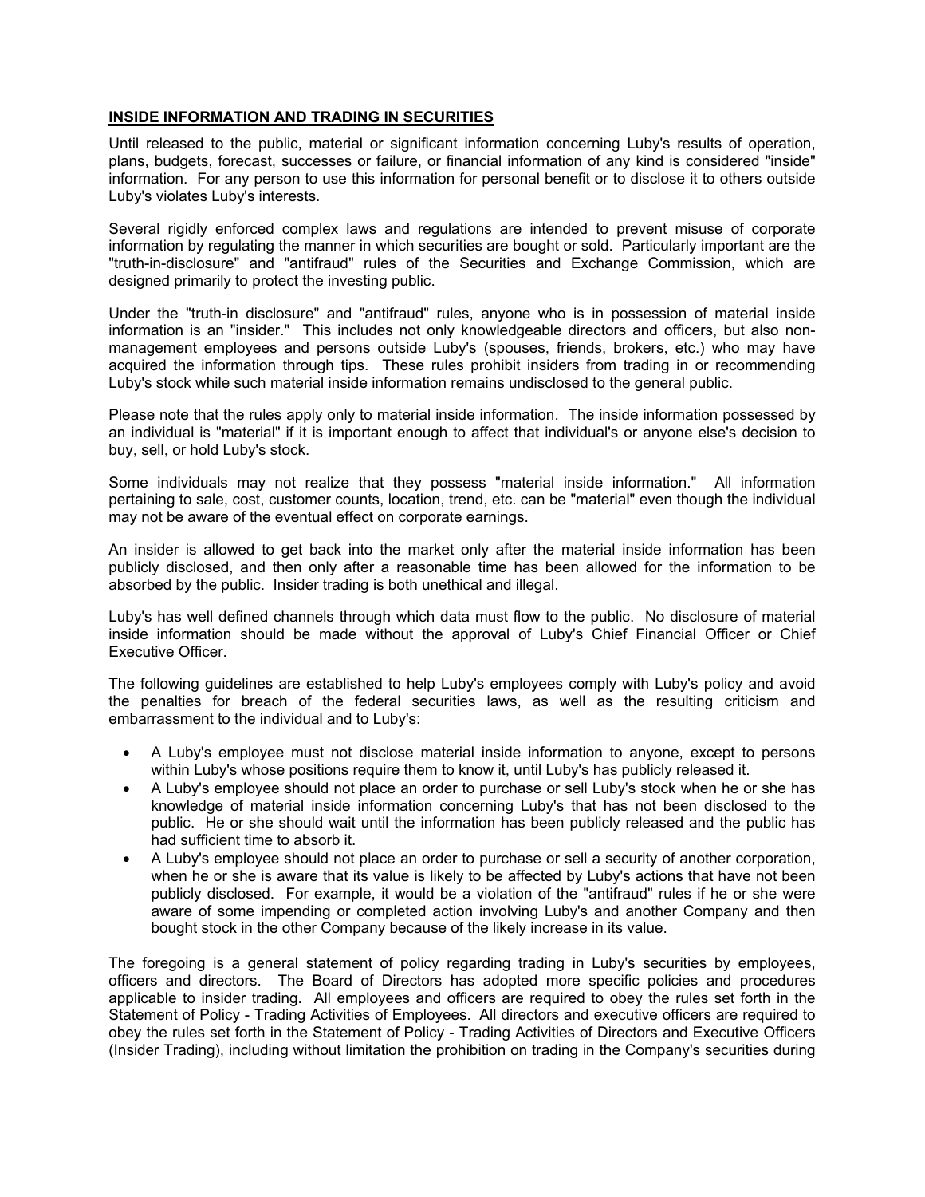## INSIDE INFORMATION AND TRADING IN SECURITIES

Until released to the public, material or significant information concerning Luby's results of operation, plans, budgets, forecast, successes or failure, or financial information of any kind is considered "inside" information. For any person to use this information for personal benefit or to disclose it to others outside Luby's violates Luby's interests.

Several rigidly enforced complex laws and regulations are intended to prevent misuse of corporate information by regulating the manner in which securities are bought or sold. Particularly important are the "truth-in-disclosure" and "antifraud" rules of the Securities and Exchange Commission, which are designed primarily to protect the investing public.

Under the "truth-in disclosure" and "antifraud" rules, anyone who is in possession of material inside information is an "insider." This includes not only knowledgeable directors and officers, but also non-management employees and persons outside Luby's (spouses, friends, brokers, etc.) who may have acquired the information through tips. These rules prohibit insiders from trading in or recommending Luby's stock while such material inside information remains undisclosed to the general public.

Please note that the rules apply only to material inside information. The inside information possessed by an individual is "material" if it is important enough to affect that individual's or anyone else's decision to buy, sell, or hold Luby's stock.

Some individuals may not realize that they possess "material inside information." All information pertaining to sale, cost, customer counts, location, trend, etc. can be "material" even though the individual may not be aware of the eventual effect on corporate earnings.

An insider is allowed to get back into the market only after the material inside information has been publicly disclosed, and then only after a reasonable time has been allowed for the information to be absorbed by the public. Insider trading is both unethical and illegal.

Luby's has well defined channels through which data must flow to the public. No disclosure of material inside information should be made without the approval of Luby's Chief Financial Officer or Chief Executive Officer.

The following guidelines are established to help Luby's employees comply with Luby's policy and avoid the penalties for breach of the federal securities laws, as well as the resulting criticism and embarrassment to the individual and to Luby's:

- A Luby's employee must not disclose material inside information to anyone, except to persons within Luby's whose positions require them to know it, until Luby's has publicly released it.
- A Luby's employee should not place an order to purchase or sell Luby's stock when he or she has knowledge of material inside information concerning Luby's that has not been disclosed to the public. He or she should wait until the information has been publicly released and the public has had sufficient time to absorb it.
- A Luby's employee should not place an order to purchase or sell a security of another corporation, when he or she is aware that its value is likely to be affected by Luby's actions that have not been publicly disclosed. For example, it would be a violation of the "antifraud" rules if he or she were aware of some impending or completed action involving Luby's and another Company and then bought stock in the other Company because of the likely increase in its value.

The foregoing is a general statement of policy regarding trading in Luby's securities by employees, officers and directors. The Board of Directors has adopted more specific policies and procedures applicable to insider trading. All employees and officers are required to obey the rules set forth in the Statement of Policy - Trading Activities of Employees. All directors and executive officers are required to obey the rules set forth in the Statement of Policy - Trading Activities of Directors and Executive Officers (Insider Trading), including without limitation the prohibition on trading in the Company's securities during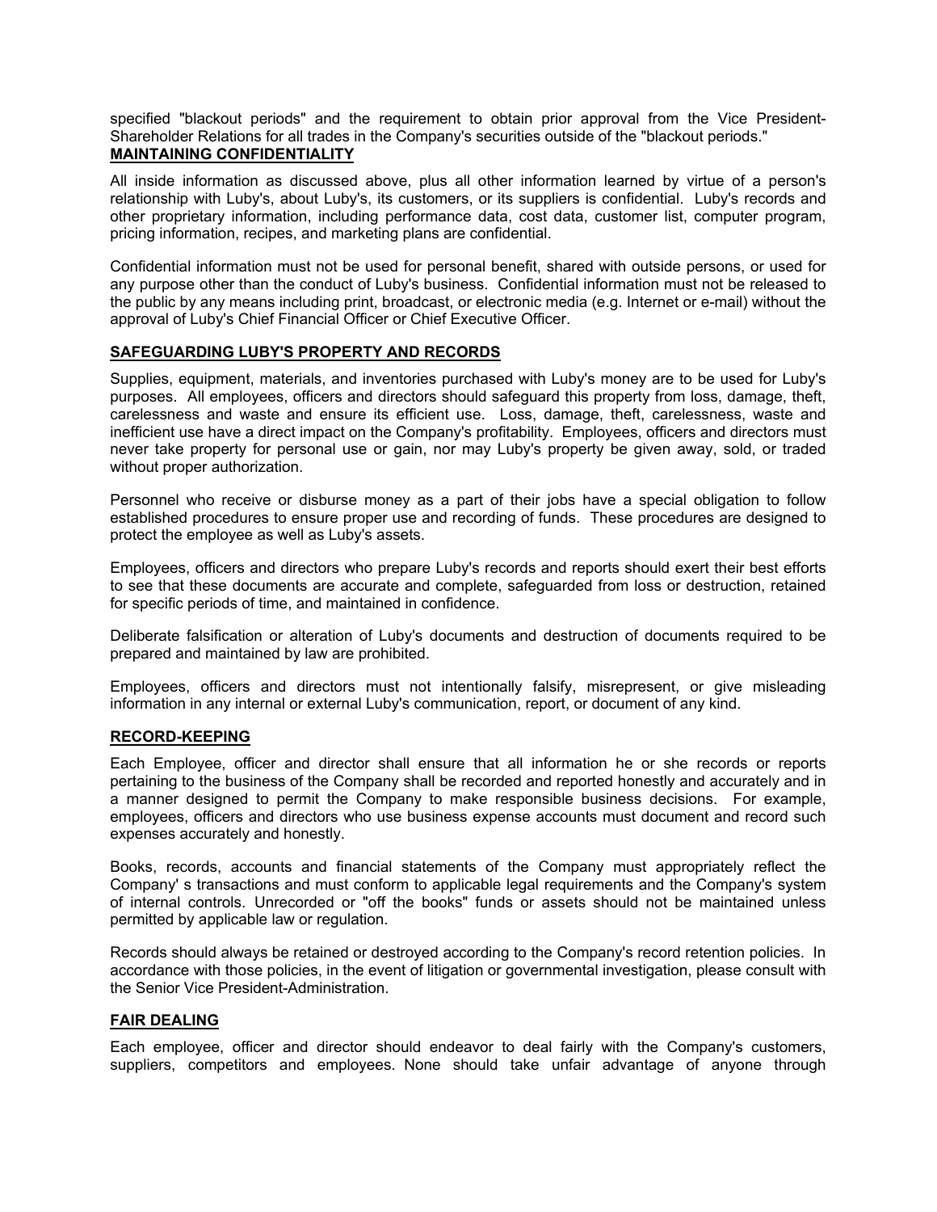specified "blackout periods" and the requirement to obtain prior approval from the Vice President-Shareholder Relations for all trades in the Company's securities outside of the "blackout periods."

## MAINTAINING CONFIDENTIALITY

All inside information as discussed above, plus all other information learned by virtue of a person's relationship with Luby's, about Luby's, its customers, or its suppliers is confidential. Luby's records and other proprietary information, including performance data, cost data, customer list, computer program, pricing information, recipes, and marketing plans are confidential.

Confidential information must not be used for personal benefit, shared with outside persons, or used for any purpose other than the conduct of Luby's business. Confidential information must not be released to the public by any means including print, broadcast, or electronic media (e.g. Internet or e-mail) without the approval of Luby's Chief Financial Officer or Chief Executive Officer.

## SAFEGUARDING LUBY'S PROPERTY AND RECORDS

Supplies, equipment, materials, and inventories purchased with Luby's money are to be used for Luby's purposes. All employees, officers and directors should safeguard this property from loss, damage, theft, carelessness and waste and ensure its efficient use. Loss, damage, theft, carelessness, waste and inefficient use have a direct impact on the Company's profitability. Employees, officers and directors must never take property for personal use or gain, nor may Luby's property be given away, sold, or traded without proper authorization.

Personnel who receive or disburse money as a part of their jobs have a special obligation to follow established procedures to ensure proper use and recording of funds. These procedures are designed to protect the employee as well as Luby's assets.

Employees, officers and directors who prepare Luby's records and reports should exert their best efforts to see that these documents are accurate and complete, safeguarded from loss or destruction, retained for specific periods of time, and maintained in confidence.

Deliberate falsification or alteration of Luby's documents and destruction of documents required to be prepared and maintained by law are prohibited.

Employees, officers and directors must not intentionally falsify, misrepresent, or give misleading information in any internal or external Luby's communication, report, or document of any kind.

## RECORD-KEEPING

Each Employee, officer and director shall ensure that all information he or she records or reports pertaining to the business of the Company shall be recorded and reported honestly and accurately and in a manner designed to permit the Company to make responsible business decisions. For example, employees, officers and directors who use business expense accounts must document and record such expenses accurately and honestly.

Books, records, accounts and financial statements of the Company must appropriately reflect the Company' s transactions and must conform to applicable legal requirements and the Company's system of internal controls. Unrecorded or "off the books" funds or assets should not be maintained unless permitted by applicable law or regulation.

Records should always be retained or destroyed according to the Company's record retention policies. In accordance with those policies, in the event of litigation or governmental investigation, please consult with the Senior Vice President-Administration.

## FAIR DEALING

Each employee, officer and director should endeavor to deal fairly with the Company's customers, suppliers, competitors and employees. None should take unfair advantage of anyone through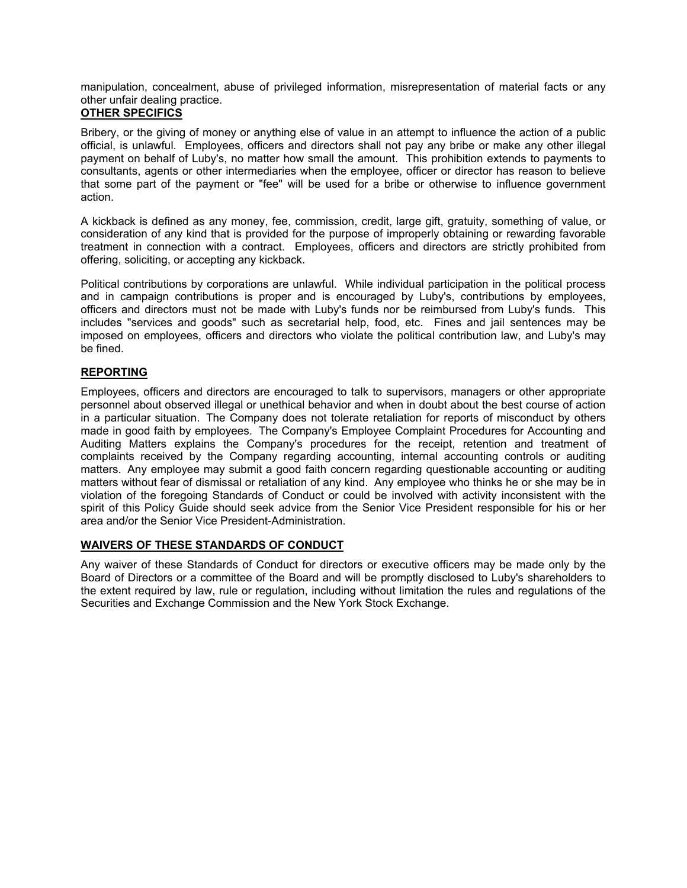manipulation, concealment, abuse of privileged information, misrepresentation of material facts or any other unfair dealing practice.

## OTHER SPECIFICS

Bribery, or the giving of money or anything else of value in an attempt to influence the action of a public official, is unlawful. Employees, officers and directors shall not pay any bribe or make any other illegal payment on behalf of Luby's, no matter how small the amount. This prohibition extends to payments to consultants, agents or other intermediaries when the employee, officer or director has reason to believe that some part of the payment or "fee" will be used for a bribe or otherwise to influence government action.

A kickback is defined as any money, fee, commission, credit, large gift, gratuity, something of value, or consideration of any kind that is provided for the purpose of improperly obtaining or rewarding favorable treatment in connection with a contract. Employees, officers and directors are strictly prohibited from offering, soliciting, or accepting any kickback.

Political contributions by corporations are unlawful. While individual participation in the political process and in campaign contributions is proper and is encouraged by Luby's, contributions by employees, officers and directors must not be made with Luby's funds nor be reimbursed from Luby's funds. This includes "services and goods" such as secretarial help, food, etc. Fines and jail sentences may be imposed on employees, officers and directors who violate the political contribution law, and Luby's may be fined.

## REPORTING

Employees, officers and directors are encouraged to talk to supervisors, managers or other appropriate personnel about observed illegal or unethical behavior and when in doubt about the best course of action in a particular situation. The Company does not tolerate retaliation for reports of misconduct by others made in good faith by employees. The Company's Employee Complaint Procedures for Accounting and Auditing Matters explains the Company's procedures for the receipt, retention and treatment of complaints received by the Company regarding accounting, internal accounting controls or auditing matters. Any employee may submit a good faith concern regarding questionable accounting or auditing matters without fear of dismissal or retaliation of any kind. Any employee who thinks he or she may be in violation of the foregoing Standards of Conduct or could be involved with activity inconsistent with the spirit of this Policy Guide should seek advice from the Senior Vice President responsible for his or her area and/or the Senior Vice President-Administration.

## WAIVERS OF THESE STANDARDS OF CONDUCT

Any waiver of these Standards of Conduct for directors or executive officers may be made only by the Board of Directors or a committee of the Board and will be promptly disclosed to Luby's shareholders to the extent required by law, rule or regulation, including without limitation the rules and regulations of the Securities and Exchange Commission and the New York Stock Exchange.